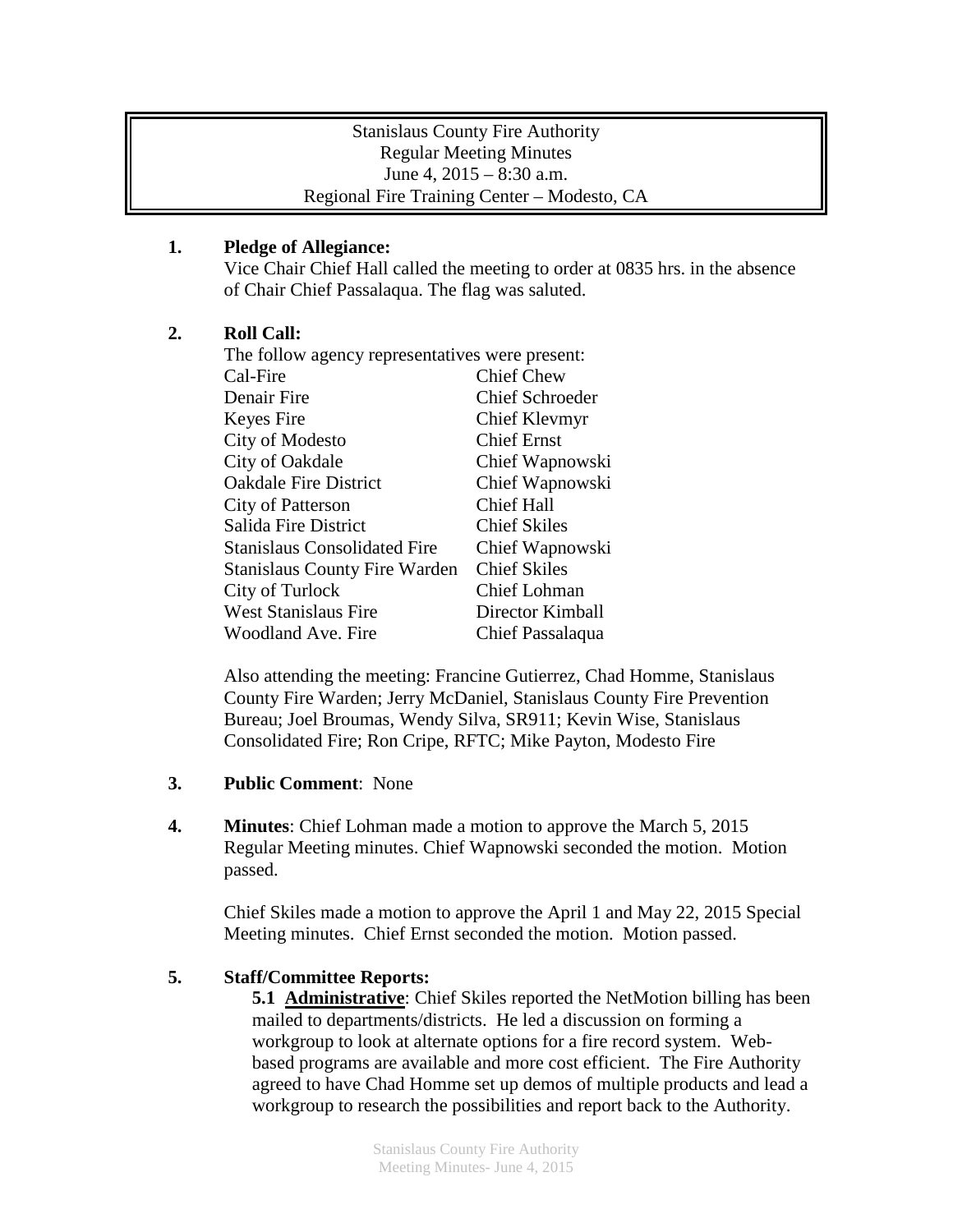Stanislaus County Fire Authority
Regular Meeting Minutes
June 4, 2015 – 8:30 a.m.
Regional Fire Training Center – Modesto, CA

**1. Pledge of Allegiance:**
Vice Chair Chief Hall called the meeting to order at 0835 hrs. in the absence of Chair Chief Passalaqua. The flag was saluted.

**2. Roll Call:**
The follow agency representatives were present:

| | |
|---|---|
| Cal-Fire | Chief Chew |
| Denair Fire | Chief Schroeder |
| Keyes Fire | Chief Klevmyr |
| City of Modesto | Chief Ernst |
| City of Oakdale | Chief Wapnowski |
| Oakdale Fire District | Chief Wapnowski |
| City of Patterson | Chief Hall |
| Salida Fire District | Chief Skiles |
| Stanislaus Consolidated Fire | Chief Wapnowski |
| Stanislaus County Fire Warden | Chief Skiles |
| City of Turlock | Chief Lohman |
| West Stanislaus Fire | Director Kimball |
| Woodland Ave. Fire | Chief Passalaqua |

Also attending the meeting: Francine Gutierrez, Chad Homme, Stanislaus County Fire Warden; Jerry McDaniel, Stanislaus County Fire Prevention Bureau; Joel Broumas, Wendy Silva, SR911; Kevin Wise, Stanislaus Consolidated Fire; Ron Cripe, RFTC; Mike Payton, Modesto Fire

**3. Public Comment**: None

**4. Minutes**: Chief Lohman made a motion to approve the March 5, 2015 Regular Meeting minutes. Chief Wapnowski seconded the motion. Motion passed.

Chief Skiles made a motion to approve the April 1 and May 22, 2015 Special Meeting minutes. Chief Ernst seconded the motion. Motion passed.

**5. Staff/Committee Reports:**

**5.1 Administrative**: Chief Skiles reported the NetMotion billing has been mailed to departments/districts. He led a discussion on forming a workgroup to look at alternate options for a fire record system. Web-based programs are available and more cost efficient. The Fire Authority agreed to have Chad Homme set up demos of multiple products and lead a workgroup to research the possibilities and report back to the Authority.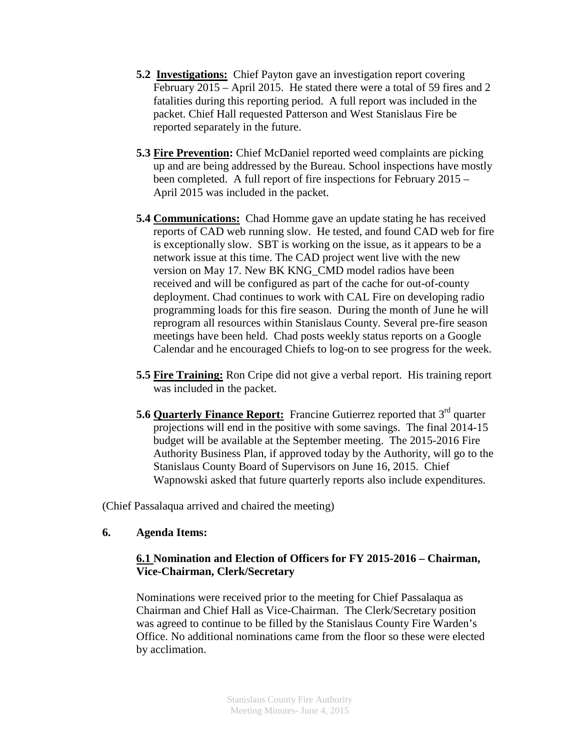**5.2 Investigations:** Chief Payton gave an investigation report covering February 2015 – April 2015. He stated there were a total of 59 fires and 2 fatalities during this reporting period. A full report was included in the packet. Chief Hall requested Patterson and West Stanislaus Fire be reported separately in the future.

**5.3 Fire Prevention:** Chief McDaniel reported weed complaints are picking up and are being addressed by the Bureau. School inspections have mostly been completed. A full report of fire inspections for February 2015 – April 2015 was included in the packet.

**5.4 Communications:** Chad Homme gave an update stating he has received reports of CAD web running slow. He tested, and found CAD web for fire is exceptionally slow. SBT is working on the issue, as it appears to be a network issue at this time. The CAD project went live with the new version on May 17. New BK KNG_CMD model radios have been received and will be configured as part of the cache for out-of-county deployment. Chad continues to work with CAL Fire on developing radio programming loads for this fire season. During the month of June he will reprogram all resources within Stanislaus County. Several pre-fire season meetings have been held. Chad posts weekly status reports on a Google Calendar and he encouraged Chiefs to log-on to see progress for the week.

**5.5 Fire Training:** Ron Cripe did not give a verbal report. His training report was included in the packet.

**5.6 Quarterly Finance Report:** Francine Gutierrez reported that 3rd quarter projections will end in the positive with some savings. The final 2014-15 budget will be available at the September meeting. The 2015-2016 Fire Authority Business Plan, if approved today by the Authority, will go to the Stanislaus County Board of Supervisors on June 16, 2015. Chief Wapnowski asked that future quarterly reports also include expenditures.

(Chief Passalaqua arrived and chaired the meeting)

**6. Agenda Items:**

**6.1 Nomination and Election of Officers for FY 2015-2016 – Chairman, Vice-Chairman, Clerk/Secretary**

Nominations were received prior to the meeting for Chief Passalaqua as Chairman and Chief Hall as Vice-Chairman. The Clerk/Secretary position was agreed to continue to be filled by the Stanislaus County Fire Warden's Office. No additional nominations came from the floor so these were elected by acclimation.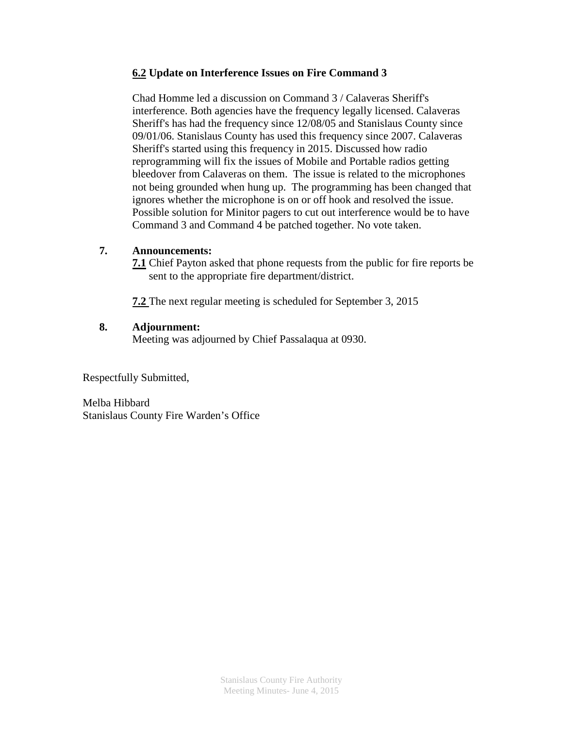**6.2 Update on Interference Issues on Fire Command 3**

Chad Homme led a discussion on Command 3 / Calaveras Sheriff's interference. Both agencies have the frequency legally licensed. Calaveras Sheriff's has had the frequency since 12/08/05 and Stanislaus County since 09/01/06. Stanislaus County has used this frequency since 2007. Calaveras Sheriff's started using this frequency in 2015. Discussed how radio reprogramming will fix the issues of Mobile and Portable radios getting bleedover from Calaveras on them. The issue is related to the microphones not being grounded when hung up. The programming has been changed that ignores whether the microphone is on or off hook and resolved the issue. Possible solution for Minitor pagers to cut out interference would be to have Command 3 and Command 4 be patched together. No vote taken.

**7. Announcements:**

**7.1** Chief Payton asked that phone requests from the public for fire reports be sent to the appropriate fire department/district.

**7.2** The next regular meeting is scheduled for September 3, 2015

**8. Adjournment:**

Meeting was adjourned by Chief Passalaqua at 0930.

Respectfully Submitted,

Melba Hibbard
Stanislaus County Fire Warden's Office